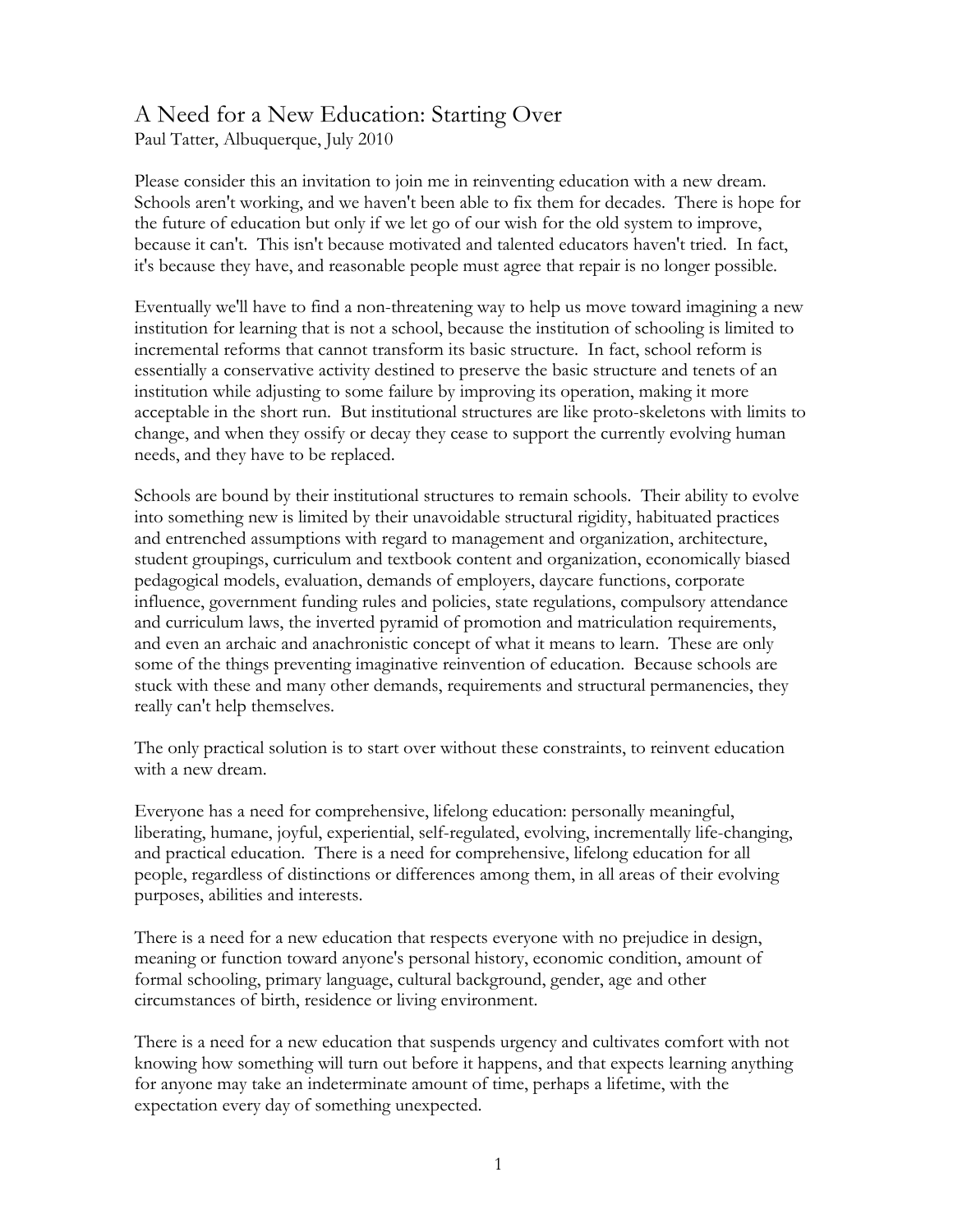# A Need for a New Education: Starting Over

Paul Tatter, Albuquerque, July 2010

Please consider this an invitation to join me in reinventing education with a new dream. Schools aren't working, and we haven't been able to fix them for decades. There is hope for the future of education but only if we let go of our wish for the old system to improve, because it can't. This isn't because motivated and talented educators haven't tried. In fact, it's because they have, and reasonable people must agree that repair is no longer possible.

Eventually we'll have to find a non-threatening way to help us move toward imagining a new institution for learning that is not a school, because the institution of schooling is limited to incremental reforms that cannot transform its basic structure. In fact, school reform is essentially a conservative activity destined to preserve the basic structure and tenets of an institution while adjusting to some failure by improving its operation, making it more acceptable in the short run. But institutional structures are like proto-skeletons with limits to change, and when they ossify or decay they cease to support the currently evolving human needs, and they have to be replaced.

Schools are bound by their institutional structures to remain schools. Their ability to evolve into something new is limited by their unavoidable structural rigidity, habituated practices and entrenched assumptions with regard to management and organization, architecture, student groupings, curriculum and textbook content and organization, economically biased pedagogical models, evaluation, demands of employers, daycare functions, corporate influence, government funding rules and policies, state regulations, compulsory attendance and curriculum laws, the inverted pyramid of promotion and matriculation requirements, and even an archaic and anachronistic concept of what it means to learn. These are only some of the things preventing imaginative reinvention of education. Because schools are stuck with these and many other demands, requirements and structural permanencies, they really can't help themselves.

The only practical solution is to start over without these constraints, to reinvent education with a new dream.

Everyone has a need for comprehensive, lifelong education: personally meaningful, liberating, humane, joyful, experiential, self-regulated, evolving, incrementally life-changing, and practical education. There is a need for comprehensive, lifelong education for all people, regardless of distinctions or differences among them, in all areas of their evolving purposes, abilities and interests.

There is a need for a new education that respects everyone with no prejudice in design, meaning or function toward anyone's personal history, economic condition, amount of formal schooling, primary language, cultural background, gender, age and other circumstances of birth, residence or living environment.

There is a need for a new education that suspends urgency and cultivates comfort with not knowing how something will turn out before it happens, and that expects learning anything for anyone may take an indeterminate amount of time, perhaps a lifetime, with the expectation every day of something unexpected.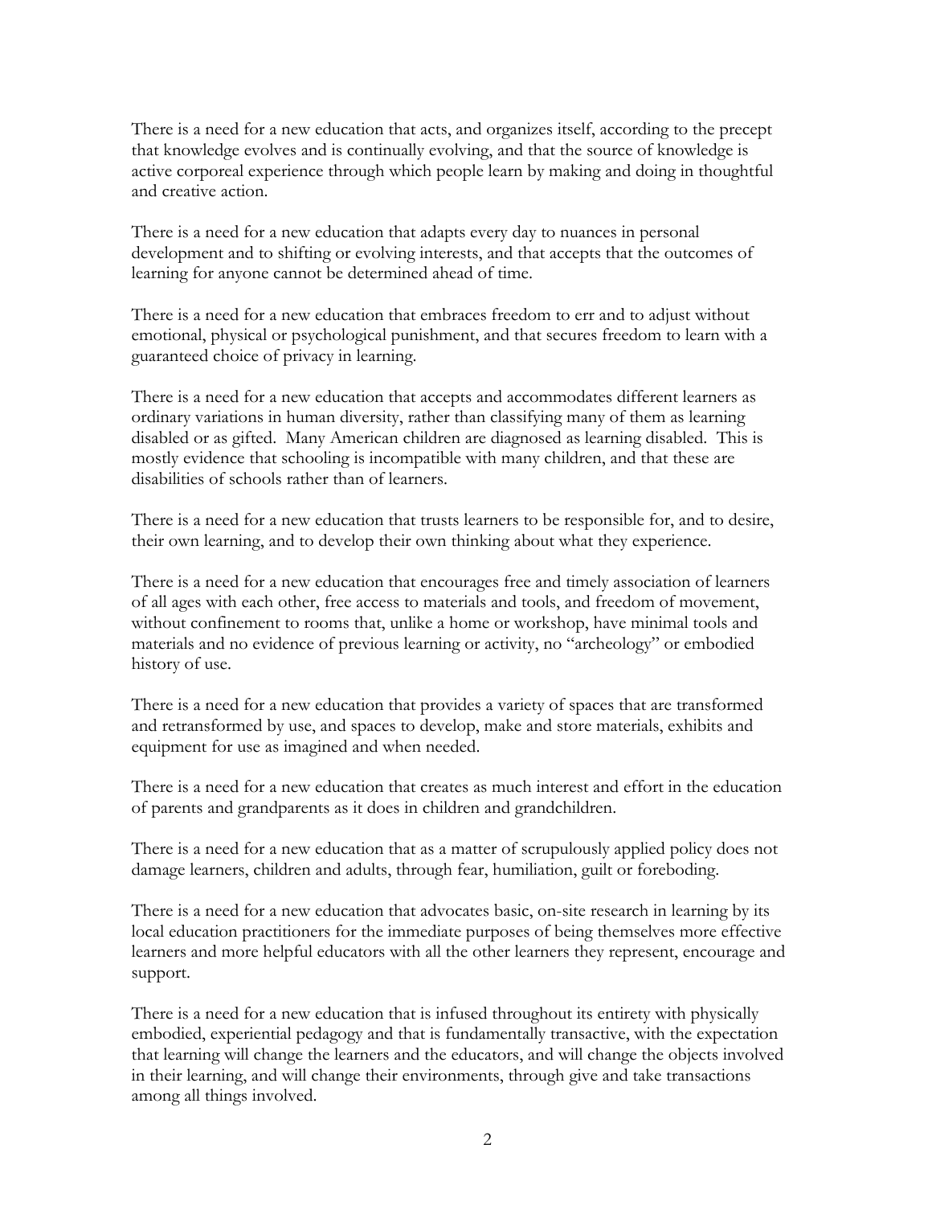There is a need for a new education that acts, and organizes itself, according to the precept that knowledge evolves and is continually evolving, and that the source of knowledge is active corporeal experience through which people learn by making and doing in thoughtful and creative action.

There is a need for a new education that adapts every day to nuances in personal development and to shifting or evolving interests, and that accepts that the outcomes of learning for anyone cannot be determined ahead of time.

There is a need for a new education that embraces freedom to err and to adjust without emotional, physical or psychological punishment, and that secures freedom to learn with a guaranteed choice of privacy in learning.

There is a need for a new education that accepts and accommodates different learners as ordinary variations in human diversity, rather than classifying many of them as learning disabled or as gifted. Many American children are diagnosed as learning disabled. This is mostly evidence that schooling is incompatible with many children, and that these are disabilities of schools rather than of learners.

There is a need for a new education that trusts learners to be responsible for, and to desire, their own learning, and to develop their own thinking about what they experience.

There is a need for a new education that encourages free and timely association of learners of all ages with each other, free access to materials and tools, and freedom of movement, without confinement to rooms that, unlike a home or workshop, have minimal tools and materials and no evidence of previous learning or activity, no "archeology" or embodied history of use.

There is a need for a new education that provides a variety of spaces that are transformed and retransformed by use, and spaces to develop, make and store materials, exhibits and equipment for use as imagined and when needed.

There is a need for a new education that creates as much interest and effort in the education of parents and grandparents as it does in children and grandchildren.

There is a need for a new education that as a matter of scrupulously applied policy does not damage learners, children and adults, through fear, humiliation, guilt or foreboding.

There is a need for a new education that advocates basic, on-site research in learning by its local education practitioners for the immediate purposes of being themselves more effective learners and more helpful educators with all the other learners they represent, encourage and support.

There is a need for a new education that is infused throughout its entirety with physically embodied, experiential pedagogy and that is fundamentally transactive, with the expectation that learning will change the learners and the educators, and will change the objects involved in their learning, and will change their environments, through give and take transactions among all things involved.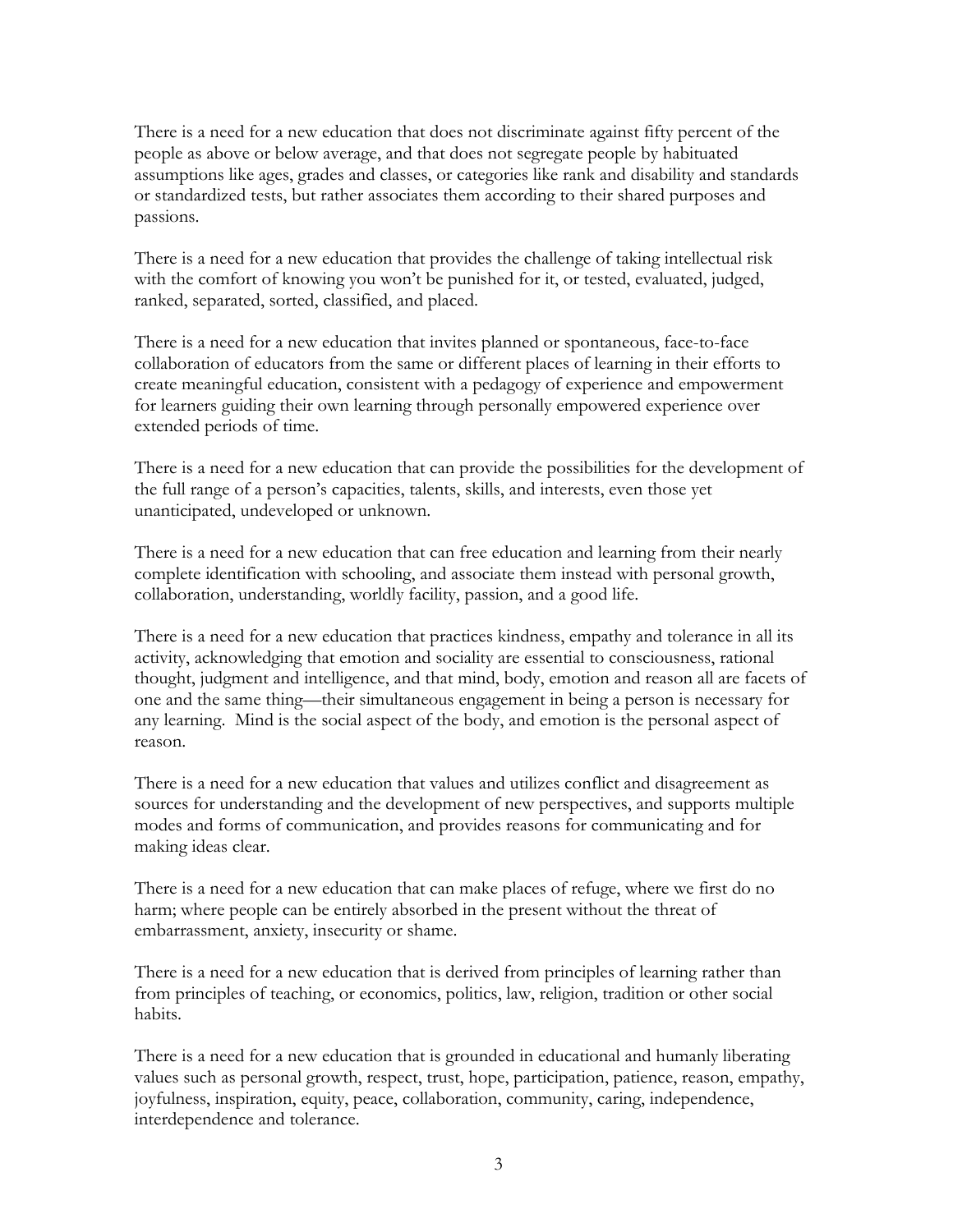There is a need for a new education that does not discriminate against fifty percent of the people as above or below average, and that does not segregate people by habituated assumptions like ages, grades and classes, or categories like rank and disability and standards or standardized tests, but rather associates them according to their shared purposes and passions.

There is a need for a new education that provides the challenge of taking intellectual risk with the comfort of knowing you won't be punished for it, or tested, evaluated, judged, ranked, separated, sorted, classified, and placed.

There is a need for a new education that invites planned or spontaneous, face-to-face collaboration of educators from the same or different places of learning in their efforts to create meaningful education, consistent with a pedagogy of experience and empowerment for learners guiding their own learning through personally empowered experience over extended periods of time.

There is a need for a new education that can provide the possibilities for the development of the full range of a person's capacities, talents, skills, and interests, even those yet unanticipated, undeveloped or unknown.

There is a need for a new education that can free education and learning from their nearly complete identification with schooling, and associate them instead with personal growth, collaboration, understanding, worldly facility, passion, and a good life.

There is a need for a new education that practices kindness, empathy and tolerance in all its activity, acknowledging that emotion and sociality are essential to consciousness, rational thought, judgment and intelligence, and that mind, body, emotion and reason all are facets of one and the same thing—their simultaneous engagement in being a person is necessary for any learning. Mind is the social aspect of the body, and emotion is the personal aspect of reason.

There is a need for a new education that values and utilizes conflict and disagreement as sources for understanding and the development of new perspectives, and supports multiple modes and forms of communication, and provides reasons for communicating and for making ideas clear.

There is a need for a new education that can make places of refuge, where we first do no harm; where people can be entirely absorbed in the present without the threat of embarrassment, anxiety, insecurity or shame.

There is a need for a new education that is derived from principles of learning rather than from principles of teaching, or economics, politics, law, religion, tradition or other social habits.

There is a need for a new education that is grounded in educational and humanly liberating values such as personal growth, respect, trust, hope, participation, patience, reason, empathy, joyfulness, inspiration, equity, peace, collaboration, community, caring, independence, interdependence and tolerance.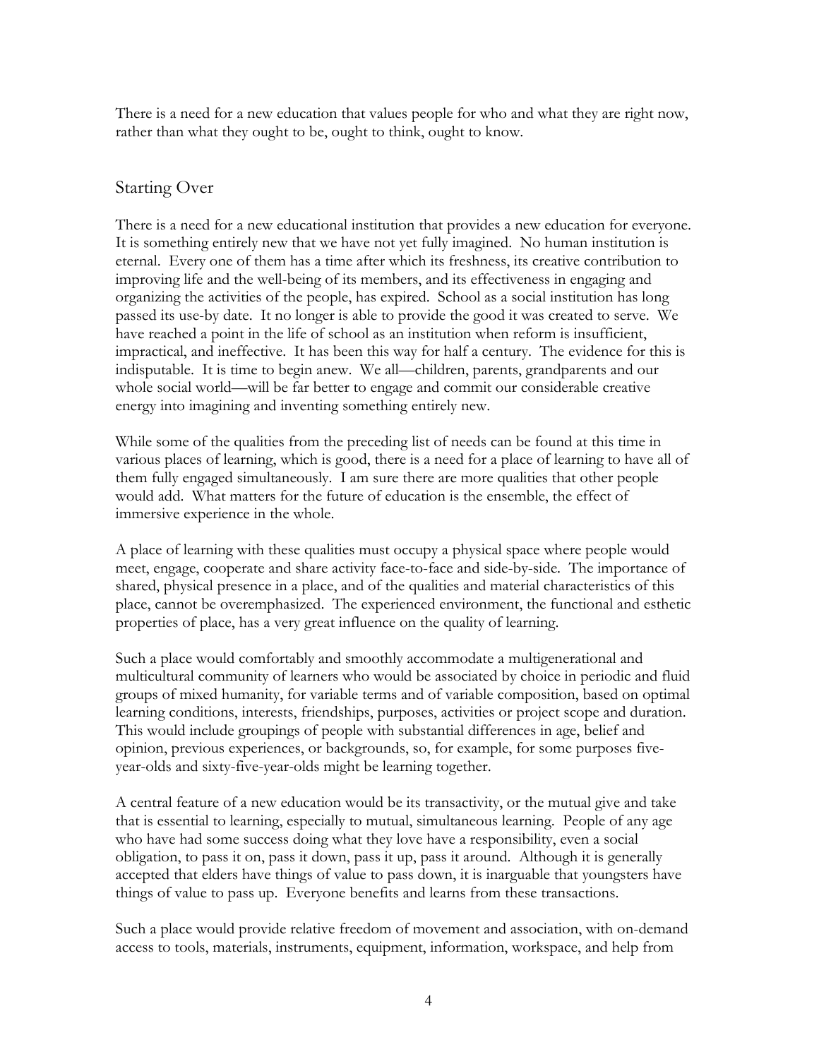There is a need for a new education that values people for who and what they are right now, rather than what they ought to be, ought to think, ought to know.

## Starting Over

There is a need for a new educational institution that provides a new education for everyone. It is something entirely new that we have not yet fully imagined. No human institution is eternal. Every one of them has a time after which its freshness, its creative contribution to improving life and the well-being of its members, and its effectiveness in engaging and organizing the activities of the people, has expired. School as a social institution has long passed its use-by date. It no longer is able to provide the good it was created to serve. We have reached a point in the life of school as an institution when reform is insufficient, impractical, and ineffective. It has been this way for half a century. The evidence for this is indisputable. It is time to begin anew. We all—children, parents, grandparents and our whole social world—will be far better to engage and commit our considerable creative energy into imagining and inventing something entirely new.

While some of the qualities from the preceding list of needs can be found at this time in various places of learning, which is good, there is a need for a place of learning to have all of them fully engaged simultaneously. I am sure there are more qualities that other people would add. What matters for the future of education is the ensemble, the effect of immersive experience in the whole.

A place of learning with these qualities must occupy a physical space where people would meet, engage, cooperate and share activity face-to-face and side-by-side. The importance of shared, physical presence in a place, and of the qualities and material characteristics of this place, cannot be overemphasized. The experienced environment, the functional and esthetic properties of place, has a very great influence on the quality of learning.

Such a place would comfortably and smoothly accommodate a multigenerational and multicultural community of learners who would be associated by choice in periodic and fluid groups of mixed humanity, for variable terms and of variable composition, based on optimal learning conditions, interests, friendships, purposes, activities or project scope and duration. This would include groupings of people with substantial differences in age, belief and opinion, previous experiences, or backgrounds, so, for example, for some purposes five-year-olds and sixty-five-year-olds might be learning together.

A central feature of a new education would be its transactivity, or the mutual give and take that is essential to learning, especially to mutual, simultaneous learning. People of any age who have had some success doing what they love have a responsibility, even a social obligation, to pass it on, pass it down, pass it up, pass it around. Although it is generally accepted that elders have things of value to pass down, it is inarguable that youngsters have things of value to pass up. Everyone benefits and learns from these transactions.

Such a place would provide relative freedom of movement and association, with on-demand access to tools, materials, instruments, equipment, information, workspace, and help from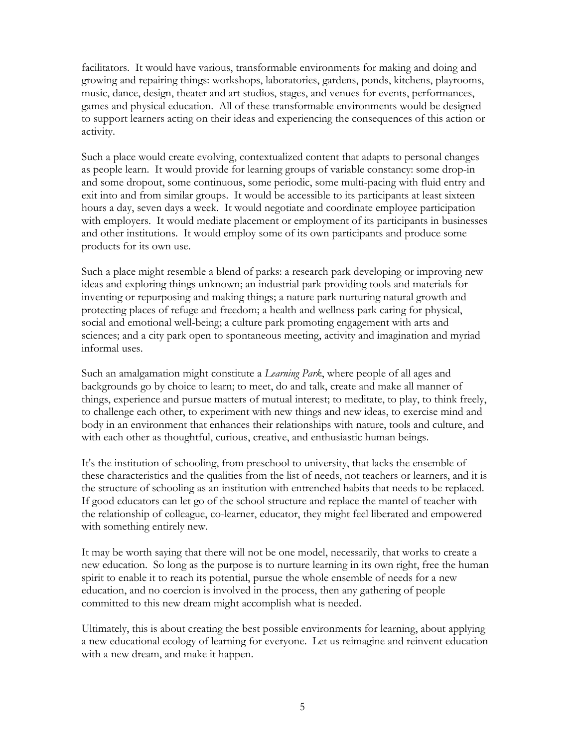facilitators. It would have various, transformable environments for making and doing and growing and repairing things: workshops, laboratories, gardens, ponds, kitchens, playrooms, music, dance, design, theater and art studios, stages, and venues for events, performances, games and physical education. All of these transformable environments would be designed to support learners acting on their ideas and experiencing the consequences of this action or activity.

Such a place would create evolving, contextualized content that adapts to personal changes as people learn. It would provide for learning groups of variable constancy: some drop-in and some dropout, some continuous, some periodic, some multi-pacing with fluid entry and exit into and from similar groups. It would be accessible to its participants at least sixteen hours a day, seven days a week. It would negotiate and coordinate employee participation with employers. It would mediate placement or employment of its participants in businesses and other institutions. It would employ some of its own participants and produce some products for its own use.

Such a place might resemble a blend of parks: a research park developing or improving new ideas and exploring things unknown; an industrial park providing tools and materials for inventing or repurposing and making things; a nature park nurturing natural growth and protecting places of refuge and freedom; a health and wellness park caring for physical, social and emotional well-being; a culture park promoting engagement with arts and sciences; and a city park open to spontaneous meeting, activity and imagination and myriad informal uses.

Such an amalgamation might constitute a *Learning Park*, where people of all ages and backgrounds go by choice to learn; to meet, do and talk, create and make all manner of things, experience and pursue matters of mutual interest; to meditate, to play, to think freely, to challenge each other, to experiment with new things and new ideas, to exercise mind and body in an environment that enhances their relationships with nature, tools and culture, and with each other as thoughtful, curious, creative, and enthusiastic human beings.

It's the institution of schooling, from preschool to university, that lacks the ensemble of these characteristics and the qualities from the list of needs, not teachers or learners, and it is the structure of schooling as an institution with entrenched habits that needs to be replaced. If good educators can let go of the school structure and replace the mantel of teacher with the relationship of colleague, co-learner, educator, they might feel liberated and empowered with something entirely new.

It may be worth saying that there will not be one model, necessarily, that works to create a new education. So long as the purpose is to nurture learning in its own right, free the human spirit to enable it to reach its potential, pursue the whole ensemble of needs for a new education, and no coercion is involved in the process, then any gathering of people committed to this new dream might accomplish what is needed.

Ultimately, this is about creating the best possible environments for learning, about applying a new educational ecology of learning for everyone. Let us reimagine and reinvent education with a new dream, and make it happen.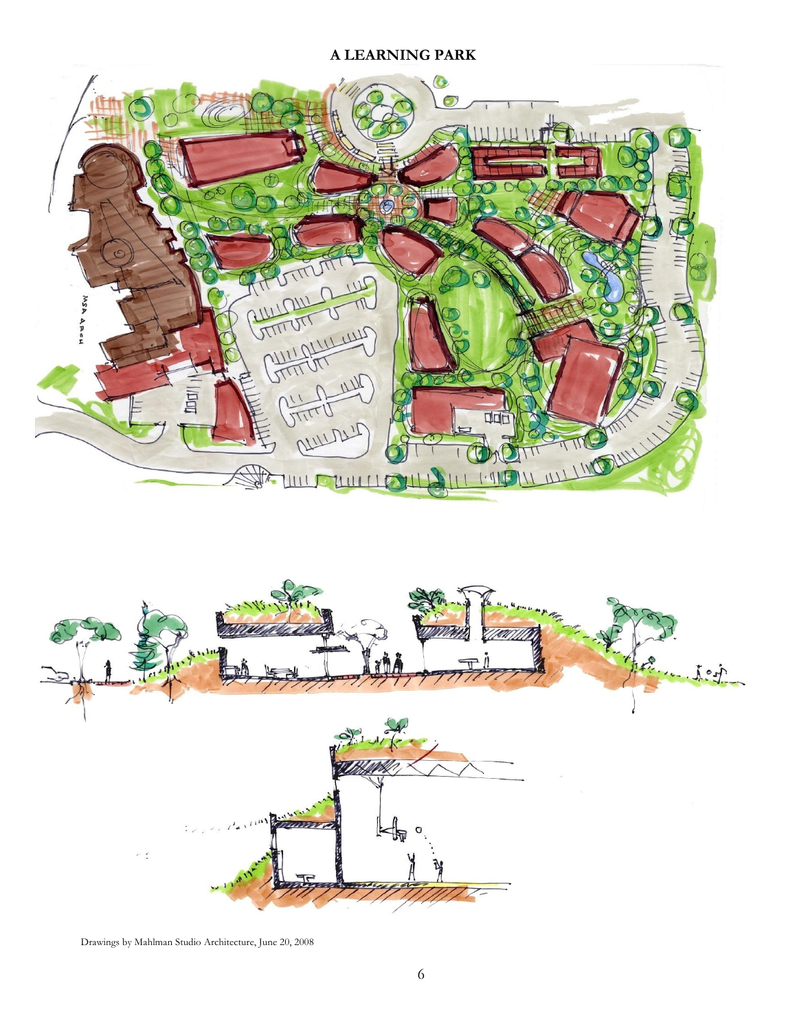# A LEARNING PARK

Drawings by Mahlman Studio Architecture, June 20, 2008